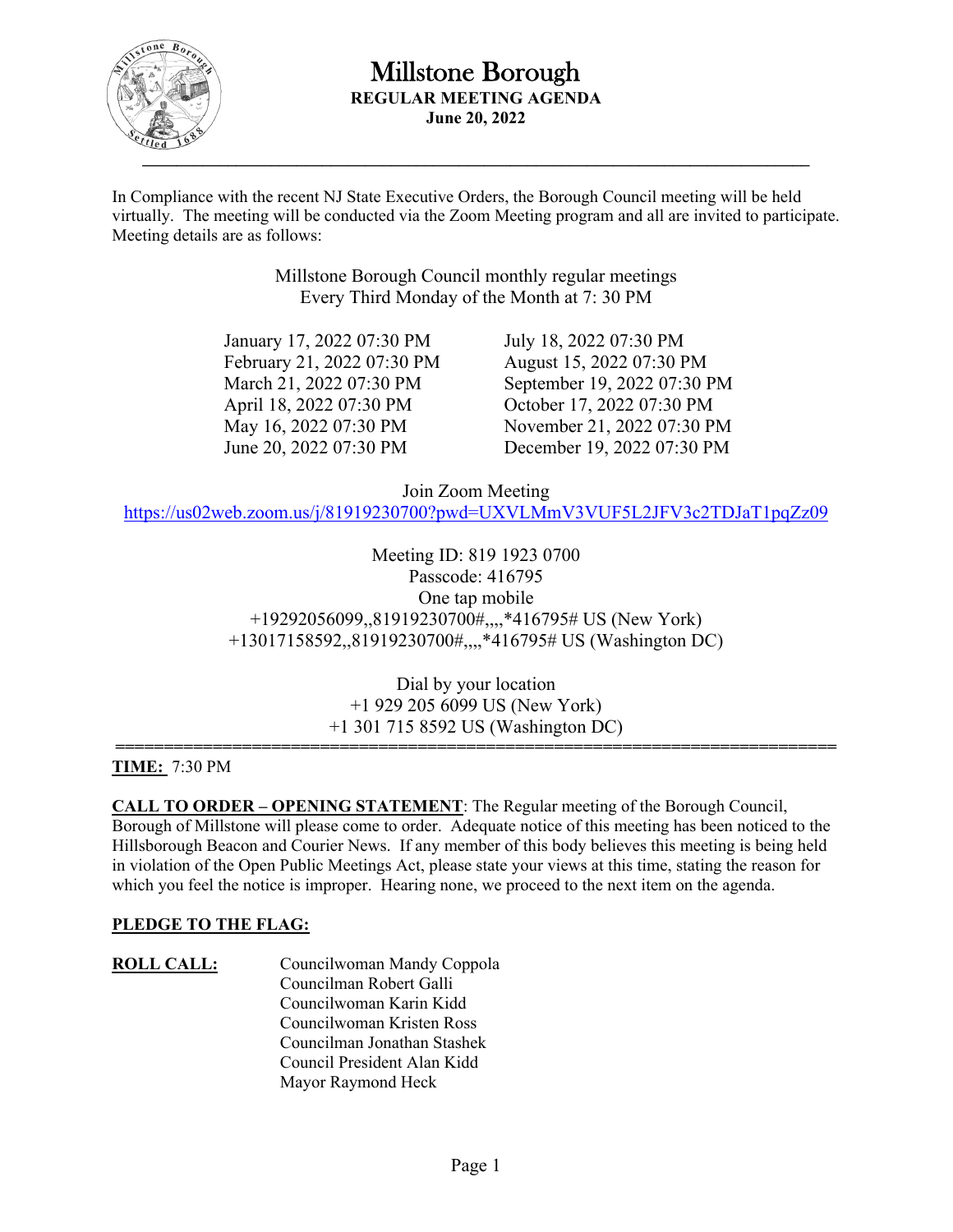# Millstone Borough

**REGULAR MEETING AGENDA**

**June 20, 2022**

---

In Compliance with the recent NJ State Executive Orders, the Borough Council meeting will be held virtually. The meeting will be conducted via the Zoom Meeting program and all are invited to participate. Meeting details are as follows:

Millstone Borough Council monthly regular meetings
Every Third Monday of the Month at 7: 30 PM

| | |
|---|---|
| January 17, 2022 07:30 PM | July 18, 2022 07:30 PM |
| February 21, 2022 07:30 PM | August 15, 2022 07:30 PM |
| March 21, 2022 07:30 PM | September 19, 2022 07:30 PM |
| April 18, 2022 07:30 PM | October 17, 2022 07:30 PM |
| May 16, 2022 07:30 PM | November 21, 2022 07:30 PM |
| June 20, 2022 07:30 PM | December 19, 2022 07:30 PM |

Join Zoom Meeting
https://us02web.zoom.us/j/81919230700?pwd=UXVLMmV3VUF5L2JFV3c2TDJaT1pqZz09

Meeting ID: 819 1923 0700
Passcode: 416795
One tap mobile
+19292056099,,81919230700#,,,,*416795# US (New York)
+13017158592,,81919230700#,,,,*416795# US (Washington DC)

Dial by your location
+1 929 205 6099 US (New York)
+1 301 715 8592 US (Washington DC)

---

**TIME:** 7:30 PM

**CALL TO ORDER – OPENING STATEMENT**: The Regular meeting of the Borough Council, Borough of Millstone will please come to order. Adequate notice of this meeting has been noticed to the Hillsborough Beacon and Courier News. If any member of this body believes this meeting is being held in violation of the Open Public Meetings Act, please state your views at this time, stating the reason for which you feel the notice is improper. Hearing none, we proceed to the next item on the agenda.

**PLEDGE TO THE FLAG:**

**ROLL CALL:**

- Councilwoman Mandy Coppola
- Councilman Robert Galli
- Councilwoman Karin Kidd
- Councilwoman Kristen Ross
- Councilman Jonathan Stashek
- Council President Alan Kidd
- Mayor Raymond Heck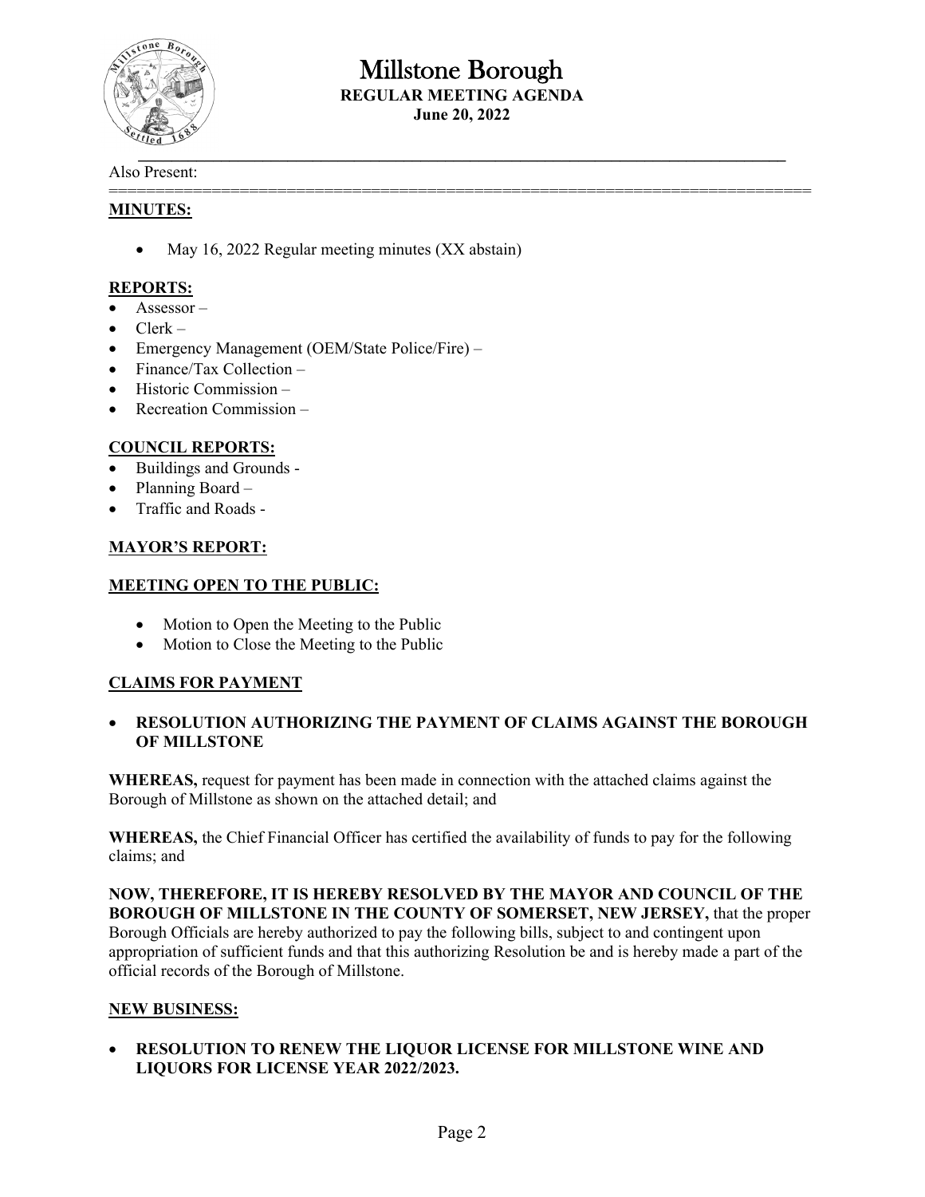# Millstone Borough

**REGULAR MEETING AGENDA**

**June 20, 2022**

---

Also Present:

---

**MINUTES:**

- May 16, 2022 Regular meeting minutes (XX abstain)

**REPORTS:**

- Assessor –
- Clerk –
- Emergency Management (OEM/State Police/Fire) –
- Finance/Tax Collection –
- Historic Commission –
- Recreation Commission –

**COUNCIL REPORTS:**

- Buildings and Grounds -
- Planning Board –
- Traffic and Roads -

**MAYOR'S REPORT:**

**MEETING OPEN TO THE PUBLIC:**

- Motion to Open the Meeting to the Public
- Motion to Close the Meeting to the Public

**CLAIMS FOR PAYMENT**

- **RESOLUTION AUTHORIZING THE PAYMENT OF CLAIMS AGAINST THE BOROUGH OF MILLSTONE**

**WHEREAS,** request for payment has been made in connection with the attached claims against the Borough of Millstone as shown on the attached detail; and

**WHEREAS,** the Chief Financial Officer has certified the availability of funds to pay for the following claims; and

**NOW, THEREFORE, IT IS HEREBY RESOLVED BY THE MAYOR AND COUNCIL OF THE BOROUGH OF MILLSTONE IN THE COUNTY OF SOMERSET, NEW JERSEY,** that the proper Borough Officials are hereby authorized to pay the following bills, subject to and contingent upon appropriation of sufficient funds and that this authorizing Resolution be and is hereby made a part of the official records of the Borough of Millstone.

**NEW BUSINESS:**

- **RESOLUTION TO RENEW THE LIQUOR LICENSE FOR MILLSTONE WINE AND LIQUORS FOR LICENSE YEAR 2022/2023.**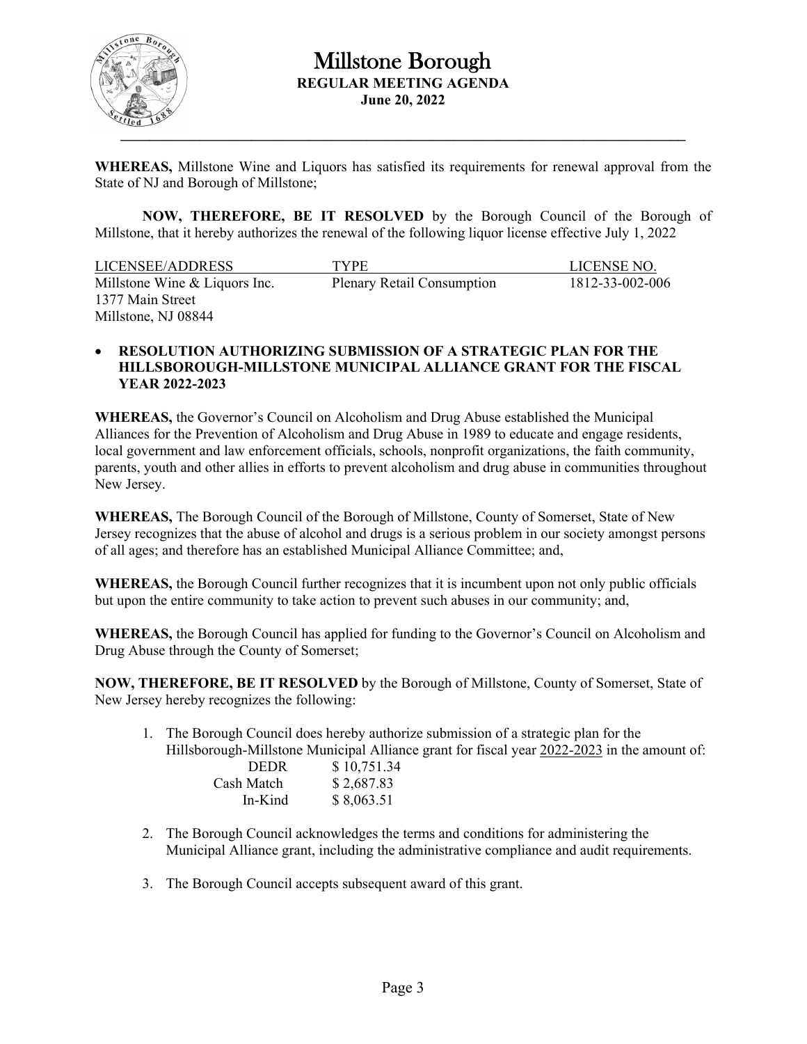**WHEREAS,** Millstone Wine and Liquors has satisfied its requirements for renewal approval from the State of NJ and Borough of Millstone;

**NOW, THEREFORE, BE IT RESOLVED** by the Borough Council of the Borough of Millstone, that it hereby authorizes the renewal of the following liquor license effective July 1, 2022

| LICENSEE/ADDRESS | TYPE | LICENSE NO. |
| --- | --- | --- |
| Millstone Wine & Liquors Inc.<br>1377 Main Street<br>Millstone, NJ 08844 | Plenary Retail Consumption | 1812-33-002-006 |

- **RESOLUTION AUTHORIZING SUBMISSION OF A STRATEGIC PLAN FOR THE HILLSBOROUGH-MILLSTONE MUNICIPAL ALLIANCE GRANT FOR THE FISCAL YEAR 2022-2023**

**WHEREAS,** the Governor's Council on Alcoholism and Drug Abuse established the Municipal Alliances for the Prevention of Alcoholism and Drug Abuse in 1989 to educate and engage residents, local government and law enforcement officials, schools, nonprofit organizations, the faith community, parents, youth and other allies in efforts to prevent alcoholism and drug abuse in communities throughout New Jersey.

**WHEREAS,** The Borough Council of the Borough of Millstone, County of Somerset, State of New Jersey recognizes that the abuse of alcohol and drugs is a serious problem in our society amongst persons of all ages; and therefore has an established Municipal Alliance Committee; and,

**WHEREAS,** the Borough Council further recognizes that it is incumbent upon not only public officials but upon the entire community to take action to prevent such abuses in our community; and,

**WHEREAS,** the Borough Council has applied for funding to the Governor's Council on Alcoholism and Drug Abuse through the County of Somerset;

**NOW, THEREFORE, BE IT RESOLVED** by the Borough of Millstone, County of Somerset, State of New Jersey hereby recognizes the following:

1. The Borough Council does hereby authorize submission of a strategic plan for the Hillsborough-Millstone Municipal Alliance grant for fiscal year 2022-2023 in the amount of:

| | |
| --- | --- |
| DEDR | $ 10,751.34 |
| Cash Match | $ 2,687.83 |
| In-Kind | $ 8,063.51 |

2. The Borough Council acknowledges the terms and conditions for administering the Municipal Alliance grant, including the administrative compliance and audit requirements.

3. The Borough Council accepts subsequent award of this grant.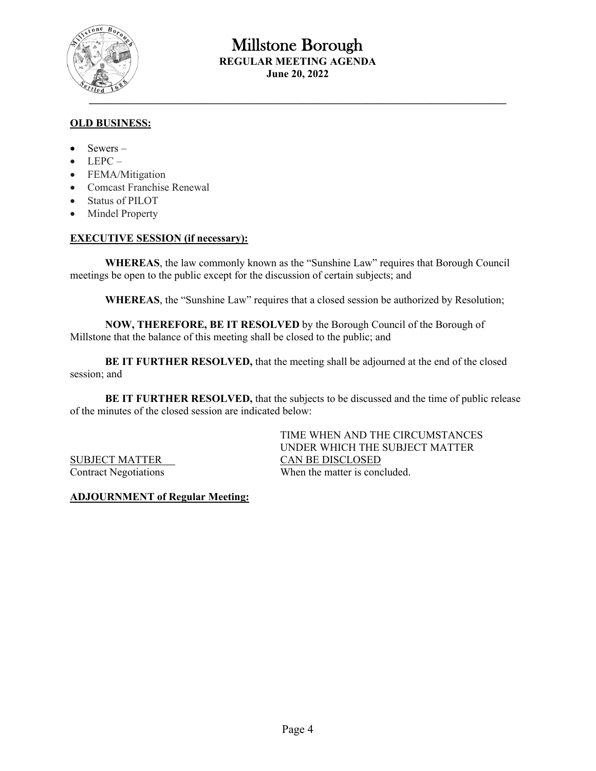**OLD BUSINESS:**

- Sewers –
- LEPC –
- FEMA/Mitigation
- Comcast Franchise Renewal
- Status of PILOT
- Mindel Property

**EXECUTIVE SESSION (if necessary):**

**WHEREAS**, the law commonly known as the "Sunshine Law" requires that Borough Council meetings be open to the public except for the discussion of certain subjects; and

**WHEREAS**, the "Sunshine Law" requires that a closed session be authorized by Resolution;

**NOW, THEREFORE, BE IT RESOLVED** by the Borough Council of the Borough of Millstone that the balance of this meeting shall be closed to the public; and

**BE IT FURTHER RESOLVED,** that the meeting shall be adjourned at the end of the closed session; and

**BE IT FURTHER RESOLVED,** that the subjects to be discussed and the time of public release of the minutes of the closed session are indicated below:

| SUBJECT MATTER | TIME WHEN AND THE CIRCUMSTANCES UNDER WHICH THE SUBJECT MATTER CAN BE DISCLOSED |
|---|---|
| Contract Negotiations | When the matter is concluded. |

**ADJOURNMENT of Regular Meeting:**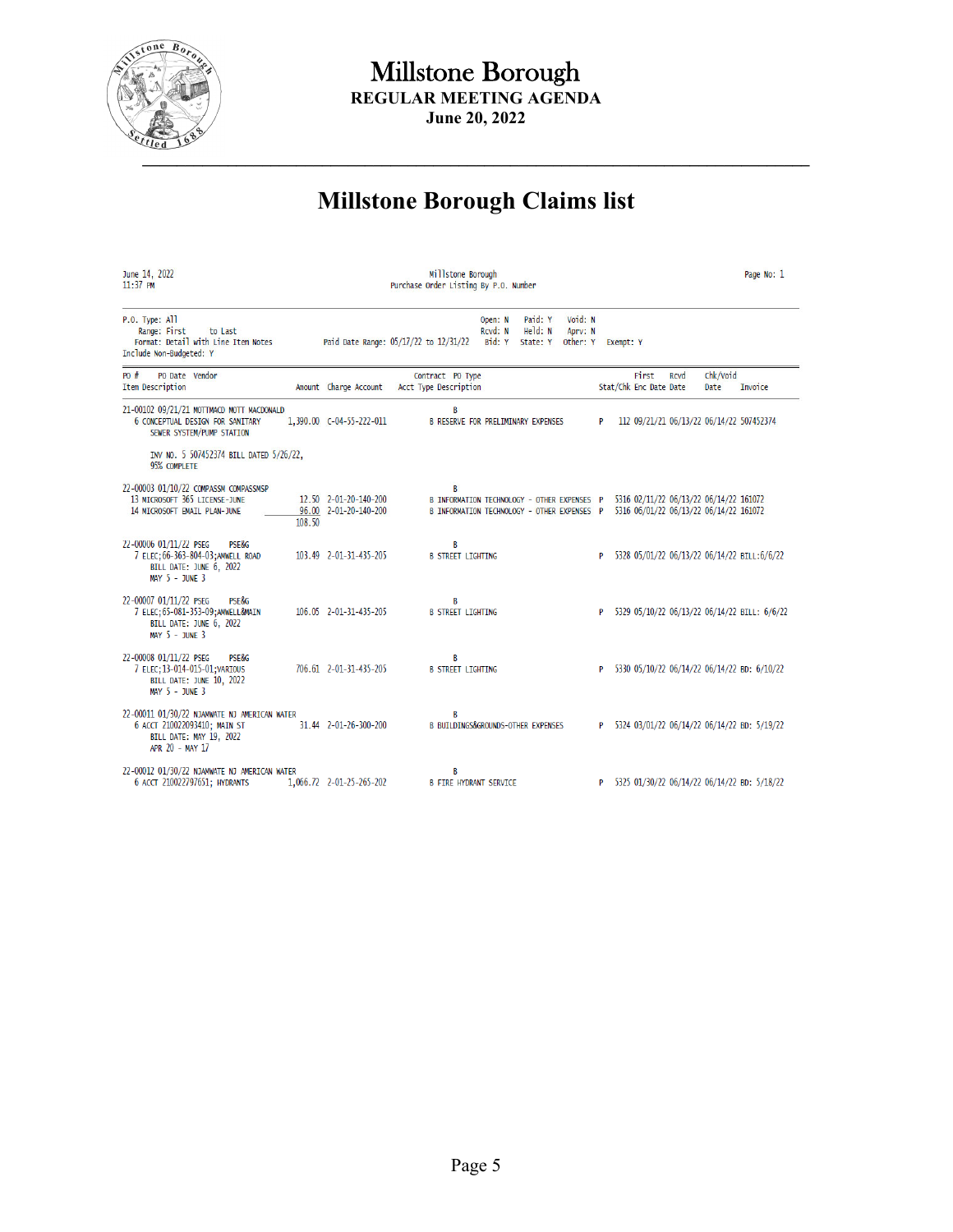# Millstone Borough

**REGULAR MEETING AGENDA**
**June 20, 2022**

# Millstone Borough Claims list

June 14, 2022
11:37 PM

Millstone Borough
Purchase Order Listing By P.O. Number

Page No: 1

P.O. Type: All
Range: First to Last
Format: Detail with Line Item Notes
Include Non-Budgeted: Y

Paid Date Range: 05/17/22 to 12/31/22

Open: N Paid: Y Void: N
Rcvd: N Held: N Aprv: N
Bid: Y State: Y Other: Y Exempt: Y

| PO # PO Date Vendor / Item Description | Amount | Charge Account | Contract Acct Type | PO Type Description | Stat/Chk | First Enc Date | Rcvd Date | Chk/Void Date | Invoice |
|---|---|---|---|---|---|---|---|---|---|
| 21-00102 09/21/21 MOTTMACD MOTT MACDONALD | | | B | | | | | | |
| 6 CONCEPTUAL DESIGN FOR SANITARY SEWER SYSTEM/PUMP STATION | 1,390.00 | C-04-55-222-011 | B | RESERVE FOR PRELIMINARY EXPENSES | P 112 | 09/21/21 | 06/13/22 | 06/14/22 | 507452374 |
| INV NO. 5 507452374 BILL DATED 5/26/22, 95% COMPLETE | | | | | | | | | |
| 22-00003 01/10/22 COMPASSM COMPASSMSP | | | B | | | | | | |
| 13 MICROSOFT 365 LICENSE-JUNE | 12.50 | 2-01-20-140-200 | B | INFORMATION TECHNOLOGY - OTHER EXPENSES | P 5316 | 02/11/22 | 06/13/22 | 06/14/22 | 161072 |
| 14 MICROSOFT EMAIL PLAN-JUNE | 96.00 | 2-01-20-140-200 | B | INFORMATION TECHNOLOGY - OTHER EXPENSES | P 5316 | 06/01/22 | 06/13/22 | 06/14/22 | 161072 |
| | 108.50 | | | | | | | | |
| 22-00006 01/11/22 PSEG PSE&G | | | B | | | | | | |
| 7 ELEC;66-363-804-03;AMWELL ROAD BILL DATE: JUNE 6, 2022 MAY 5 - JUNE 3 | 103.49 | 2-01-31-435-205 | B | STREET LIGHTING | P 5328 | 05/01/22 | 06/13/22 | 06/14/22 | BILL:6/6/22 |
| 22-00007 01/11/22 PSEG PSE&G | | | B | | | | | | |
| 7 ELEC;65-081-353-09;AMWELL&MAIN BILL DATE: JUNE 6, 2022 MAY 5 - JUNE 3 | 106.05 | 2-01-31-435-205 | B | STREET LIGHTING | P 5329 | 05/10/22 | 06/13/22 | 06/14/22 | BILL: 6/6/22 |
| 22-00008 01/11/22 PSEG PSE&G | | | B | | | | | | |
| 7 ELEC;13-014-015-01;VARIOUS BILL DATE: JUNE 10, 2022 MAY 5 - JUNE 3 | 706.61 | 2-01-31-435-205 | B | STREET LIGHTING | P 5330 | 05/10/22 | 06/14/22 | 06/14/22 | BD: 6/10/22 |
| 22-00011 01/30/22 NJAMWATE NJ AMERICAN WATER | | | B | | | | | | |
| 6 ACCT 210022093410; MAIN ST BILL DATE: MAY 19, 2022 APR 20 - MAY 17 | 31.44 | 2-01-26-300-200 | B | BUILDINGS&GROUNDS-OTHER EXPENSES | P 5324 | 03/01/22 | 06/14/22 | 06/14/22 | BD: 5/19/22 |
| 22-00012 01/30/22 NJAMWATE NJ AMERICAN WATER | | | B | | | | | | |
| 6 ACCT 210022797651; HYDRANTS | 1,066.72 | 2-01-25-265-202 | B | FIRE HYDRANT SERVICE | P 5325 | 01/30/22 | 06/14/22 | 06/14/22 | BD: 5/18/22 |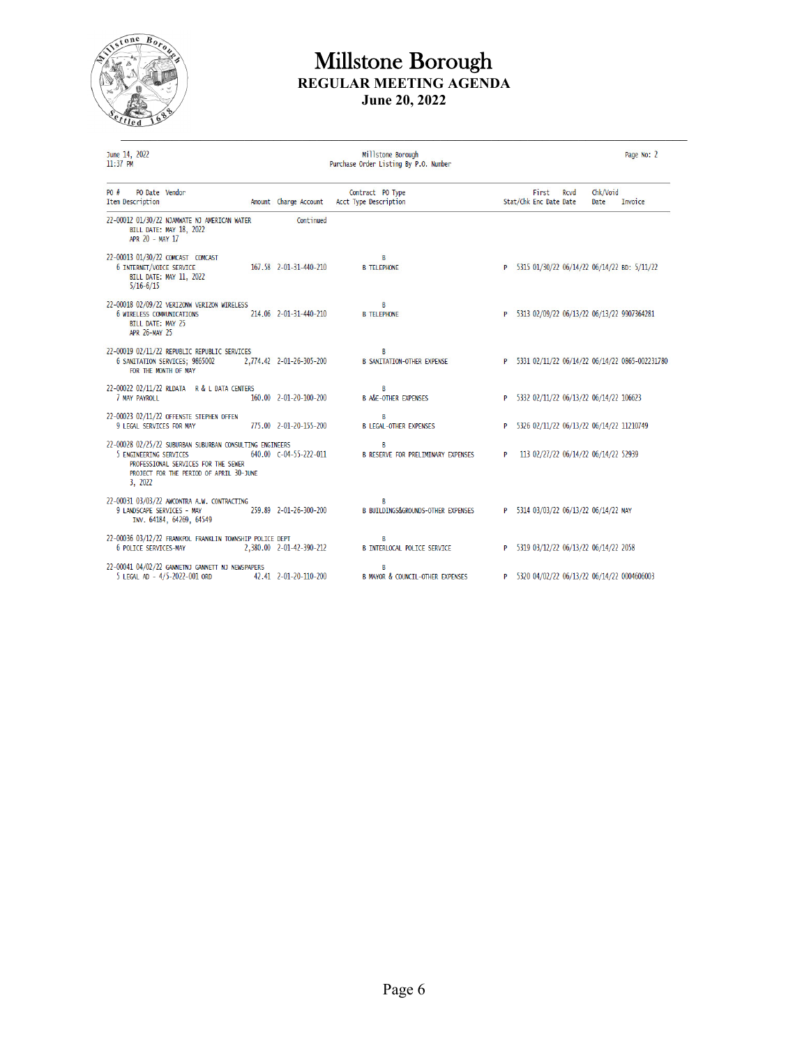# Millstone Borough

## REGULAR MEETING AGENDA

## June 20, 2022

June 14, 2022
11:37 PM

Millstone Borough
Purchase Order Listing By P.O. Number

Page No: 2

| PO # PO Date Vendor / Item Description | Amount | Charge Account | Contract Acct Type | PO Type Description | Stat/Chk | First Enc Date | Rcvd Date | Chk/Void Date | Invoice |
|---|---|---|---|---|---|---|---|---|---|
| 22-00012 01/30/22 NJAMWATE NJ AMERICAN WATER<br>BILL DATE: MAY 18, 2022<br>APR 20 - MAY 17 | | Continued | | | | | | | |
| 22-00013 01/30/22 COMCAST COMCAST<br>6 INTERNET/VOICE SERVICE<br>BILL DATE: MAY 11, 2022<br>5/16-6/15 | 167.58 | 2-01-31-440-210 | B | B TELEPHONE | P 5315 | 01/30/22 | 06/14/22 | 06/14/22 | BD: 5/11/22 |
| 22-00018 02/09/22 VERIZONW VERIZON WIRELESS<br>6 WIRELESS COMMUNICATIONS<br>BILL DATE: MAY 25<br>APR 26-MAY 25 | 214.06 | 2-01-31-440-210 | B | B TELEPHONE | P 5313 | 02/09/22 | 06/13/22 | 06/13/22 | 9907364281 |
| 22-00019 02/11/22 REPUBLIC REPUBLIC SERVICES<br>6 SANITATION SERVICES; 9865002<br>FOR THE MONTH OF MAY | 2,774.42 | 2-01-26-305-200 | B | B SANITATION-OTHER EXPENSE | P 5331 | 02/11/22 | 06/14/22 | 06/14/22 | 0865-002231780 |
| 22-00022 02/11/22 RLDATA R & L DATA CENTERS<br>7 MAY PAYROLL | 160.00 | 2-01-20-100-200 | B | B A&E-OTHER EXPENSES | P 5332 | 02/11/22 | 06/13/22 | 06/14/22 | 106623 |
| 22-00023 02/11/22 OFFENSTE STEPHEN OFFEN<br>9 LEGAL SERVICES FOR MAY | 775.00 | 2-01-20-155-200 | B | B LEGAL-OTHER EXPENSES | P 5326 | 02/11/22 | 06/13/22 | 06/14/22 | 11210749 |
| 22-00028 02/25/22 SUBURBAN SUBURBAN CONSULTING ENGINEERS<br>5 ENGINEERING SERVICES<br>PROFESSIONAL SERVICES FOR THE SEWER PROJECT FOR THE PERIOD OF APRIL 30-JUNE 3, 2022 | 640.00 | C-04-55-222-011 | B | B RESERVE FOR PRELIMINARY EXPENSES | P 113 | 02/27/22 | 06/14/22 | 06/14/22 | 52939 |
| 22-00031 03/03/22 AWCONTRA A.W. CONTRACTING<br>9 LANDSCAPE SERVICES - MAY<br>INV. 64184, 64269, 64549 | 259.89 | 2-01-26-300-200 | B | B BUILDINGS&GROUNDS-OTHER EXPENSES | P 5314 | 03/03/22 | 06/13/22 | 06/14/22 | MAY |
| 22-00036 03/12/22 FRANKPOL FRANKLIN TOWNSHIP POLICE DEPT<br>6 POLICE SERVICES-MAY | 2,380.00 | 2-01-42-390-212 | B | B INTERLOCAL POLICE SERVICE | P 5319 | 03/12/22 | 06/13/22 | 06/14/22 | 2058 |
| 22-00041 04/02/22 GANNETNJ GANNETT NJ NEWSPAPERS<br>5 LEGAL AD - 4/5-2022-001 ORD | 42.41 | 2-01-20-110-200 | B | B MAYOR & COUNCIL-OTHER EXPENSES | P 5320 | 04/02/22 | 06/13/22 | 06/14/22 | 0004606003 |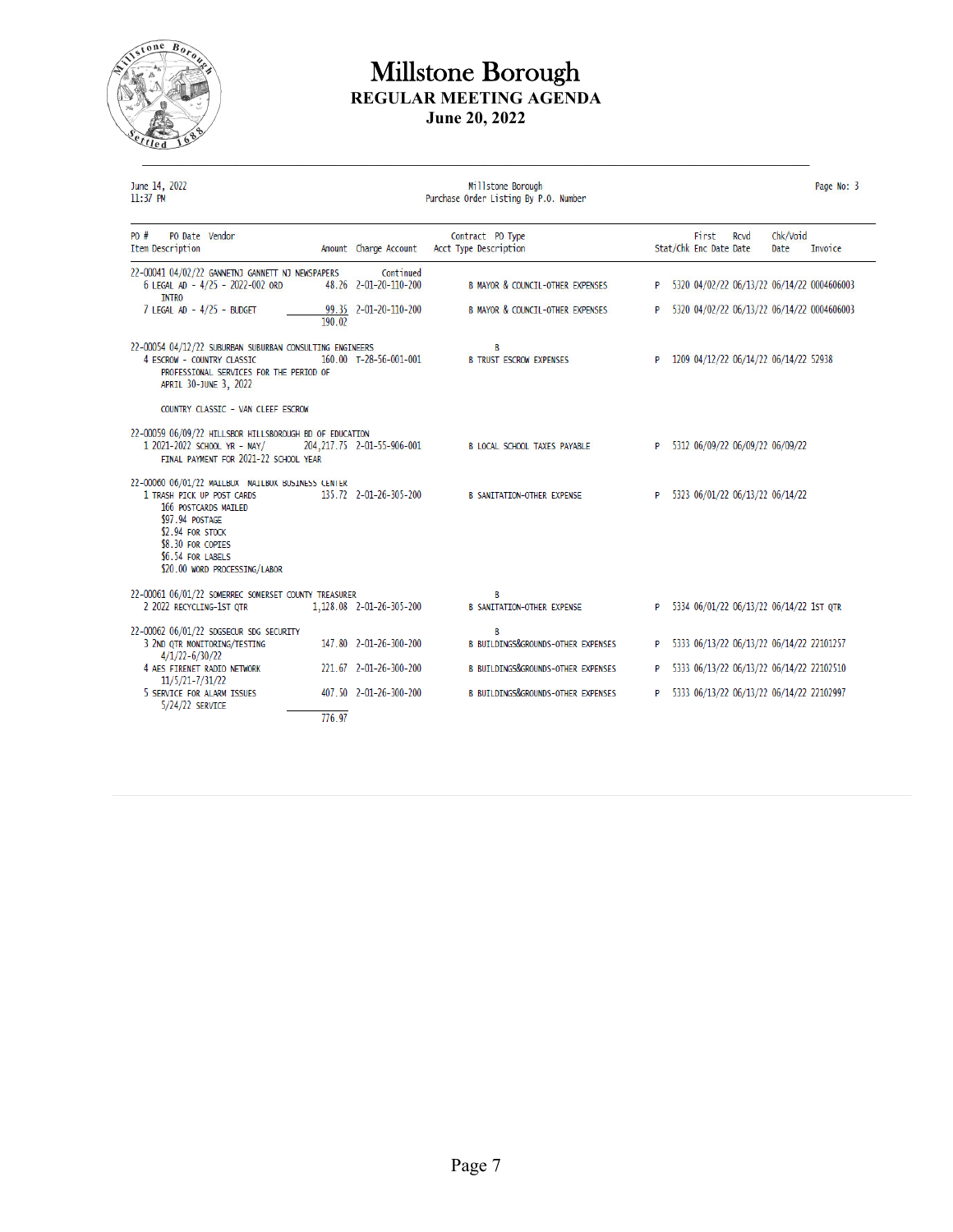# Millstone Borough
## REGULAR MEETING AGENDA
### June 20, 2022

June 14, 2022
11:37 PM

Millstone Borough
Purchase Order Listing By P.O. Number

| PO # / Item | PO Date / Vendor / Description | Amount | Charge Account | Contract / Acct Type | PO Type / Description | Stat/Chk | First Enc Date | Rcvd Date | Chk/Void Date | Invoice |
|---|---|---|---|---|---|---|---|---|---|---|
| 22-00041 | 04/02/22 GANNETNJ GANNETT NJ NEWSPAPERS | Continued | | | | | | | | |
| 6 | LEGAL AD - 4/25 - 2022-002 ORD INTRO | 48.26 | 2-01-20-110-200 | B | MAYOR & COUNCIL-OTHER EXPENSES | P 5320 | 04/02/22 | 06/13/22 | 06/14/22 | 0004606003 |
| 7 | LEGAL AD - 4/25 - BUDGET | 99.35 | 2-01-20-110-200 | B | MAYOR & COUNCIL-OTHER EXPENSES | P 5320 | 04/02/22 | 06/13/22 | 06/14/22 | 0004606003 |
| | | 190.02 | | | | | | | | |
| 22-00054 | 04/12/22 SUBURBAN SUBURBAN CONSULTING ENGINEERS | | | | B | | | | | |
| 4 | ESCROW - COUNTRY CLASSIC PROFESSIONAL SERVICES FOR THE PERIOD OF APRIL 30-JUNE 3, 2022 COUNTRY CLASSIC - VAN CLEEF ESCROW | 160.00 | T-28-56-001-001 | B | TRUST ESCROW EXPENSES | P 1209 | 04/12/22 | 06/14/22 | 06/14/22 | 52938 |
| 22-00059 | 06/09/22 HILLSBOR HILLSBOROUGH BD OF EDUCATION | | | | | | | | | |
| 1 | 2021-2022 SCHOOL YR - MAY/ FINAL PAYMENT FOR 2021-22 SCHOOL YEAR | 204,217.75 | 2-01-55-906-001 | B | LOCAL SCHOOL TAXES PAYABLE | P 5312 | 06/09/22 | 06/09/22 | 06/09/22 | |
| 22-00060 | 06/01/22 MAILBUX MAILBOX BUSINESS CENTER | | | | | | | | | |
| 1 | TRASH PICK UP POST CARDS 166 POSTCARDS MAILED $97.94 POSTAGE $2.94 FOR STOCK $8.30 FOR COPIES $6.54 FOR LABELS $20.00 WORD PROCESSING/LABOR | 135.72 | 2-01-26-305-200 | B | SANITATION-OTHER EXPENSE | P 5323 | 06/01/22 | 06/13/22 | 06/14/22 | |
| 22-00061 | 06/01/22 SOMERREC SOMERSET COUNTY TREASURER | | | | B | | | | | |
| 2 | 2022 RECYCLING-1ST QTR | 1,128.08 | 2-01-26-305-200 | B | SANITATION-OTHER EXPENSE | P 5334 | 06/01/22 | 06/13/22 | 06/14/22 | 1ST QTR |
| 22-00062 | 06/01/22 SDGSECUR SDG SECURITY | | | | B | | | | | |
| 3 | 2ND QTR MONITORING/TESTING 4/1/22-6/30/22 | 147.80 | 2-01-26-300-200 | B | BUILDINGS&GROUNDS-OTHER EXPENSES | P 5333 | 06/13/22 | 06/13/22 | 06/14/22 | 22101257 |
| 4 | AES FIRENET RADIO NETWORK 11/5/21-7/31/22 | 221.67 | 2-01-26-300-200 | B | BUILDINGS&GROUNDS-OTHER EXPENSES | P 5333 | 06/13/22 | 06/13/22 | 06/14/22 | 22102510 |
| 5 | SERVICE FOR ALARM ISSUES 5/24/22 SERVICE | 407.50 | 2-01-26-300-200 | B | BUILDINGS&GROUNDS-OTHER EXPENSES | P 5333 | 06/13/22 | 06/13/22 | 06/14/22 | 22102997 |
| | | 776.97 | | | | | | | | |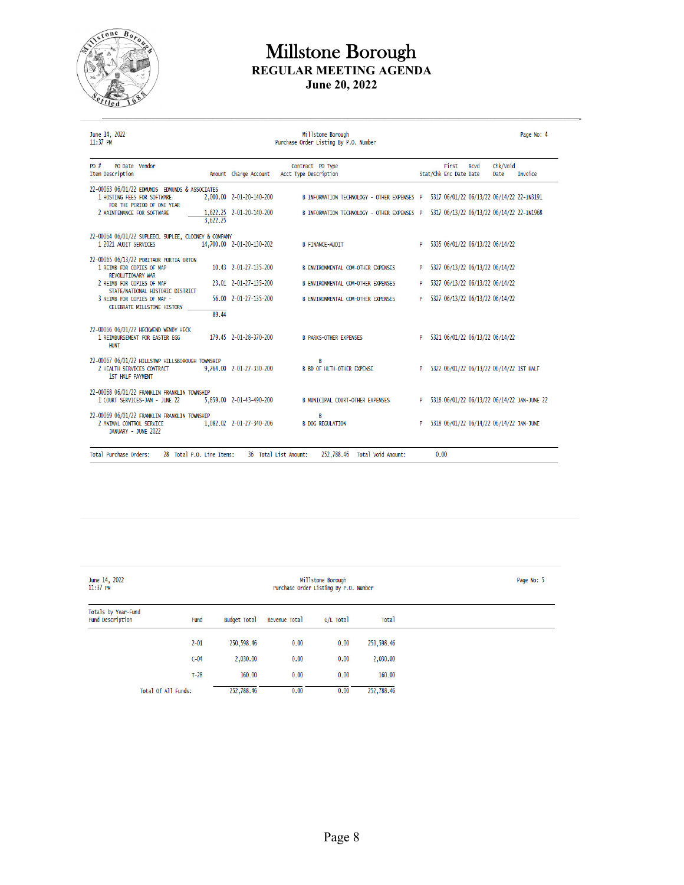June 14, 2022
11:37 PM

Millstone Borough
Purchase Order Listing By P.O. Number

Page No: 4

| PO # / Item | PO Date / Description | Vendor | Amount | Charge Account | Contract Acct Type | PO Type Description | First Stat/Chk | Enc Date | Rcvd Date | Chk/Void Date | Invoice |
|---|---|---|---|---|---|---|---|---|---|---|---|
| 22-00063 | 06/01/22 | EDMUNDS EDMUNDS & ASSOCIATES | | | | | | | | | |
| 1 | HOSTING FEES FOR SOFTWARE FOR THE PERIOD OF ONE YEAR | | 2,000.00 | 2-01-20-140-200 | B | INFORMATION TECHNOLOGY - OTHER EXPENSES | P | 5317 06/01/22 | 06/13/22 | 06/14/22 | 22-IN3191 |
| 2 | MAINTENANCE FOR SOFTWARE | | 1,622.25 | 2-01-20-140-200 | B | INFORMATION TECHNOLOGY - OTHER EXPENSES | P | 5317 06/13/22 | 06/13/22 | 06/14/22 | 22-IN1968 |
| | | | 3,622.25 | | | | | | | | |
| 22-00064 | 06/01/22 | SUPLEECL SUPLEE, CLOONEY & COMPANY | | | | | | | | | |
| 1 | 2021 AUDIT SERVICES | | 14,700.00 | 2-01-20-130-202 | B | FINANCE-AUDIT | P | 5335 06/01/22 | 06/13/22 | 06/14/22 | |
| 22-00065 | 06/13/22 | PORITAOR PORTIA ORTON | | | | | | | | | |
| 1 | REIMB FOR COPIES OF MAP REVOLUTIONARY WAR | | 10.43 | 2-01-27-135-200 | B | ENVIRONMENTAL COM-OTHER EXPENSES | P | 5327 06/13/22 | 06/13/22 | 06/14/22 | |
| 2 | REIMB FOR COPIES OF MAP STATE/NATIONAL HISTORIC DISTRICT | | 23.01 | 2-01-27-135-200 | B | ENVIRONMENTAL COM-OTHER EXPENSES | P | 5327 06/13/22 | 06/13/22 | 06/14/22 | |
| 3 | REIMB FOR COPIES OF MAP - CELEBRATE MILLSTONE HISTORY | | 56.00 | 2-01-27-135-200 | B | ENVIRONMENTAL COM-OTHER EXPENSES | P | 5327 06/13/22 | 06/13/22 | 06/14/22 | |
| | | | 89.44 | | | | | | | | |
| 22-00066 | 06/01/22 | HECKWEND WENDY HECK | | | | | | | | | |
| 1 | REIMBURSEMENT FOR EASTER EGG HUNT | | 179.45 | 2-01-28-370-200 | B | PARKS-OTHER EXPENSES | P | 5321 06/01/22 | 06/13/22 | 06/14/22 | |
| 22-00067 | 06/01/22 | HILLSTWP HILLSBOROUGH TOWNSHIP | | | | | | | | | |
| 2 | HEALTH SERVICES CONTRACT 1ST HALF PAYMENT | | 9,764.00 | 2-01-27-330-200 | B B | BD OF HLTH-OTHER EXPENSE | P | 5322 06/01/22 | 06/13/22 | 06/14/22 | 1ST HALF |
| 22-00068 | 06/01/22 | FRANKLIN FRANKLIN TOWNSHIP | | | | | | | | | |
| 1 | COURT SERVICES-JAN - JUNE 22 | | 5,859.00 | 2-01-43-490-200 | B | MUNICIPAL COURT-OTHER EXPENSES | P | 5318 06/01/22 | 06/13/22 | 06/14/22 | JAN-JUNE 22 |
| 22-00069 | 06/01/22 | FRANKLIN FRANKLIN TOWNSHIP | | | | | | | | | |
| 2 | ANIMAL CONTROL SERVICE JANUARY - JUNE 2022 | | 1,082.02 | 2-01-27-340-206 | B B | DOG REGULATION | P | 5318 06/01/22 | 06/14/22 | 06/14/22 | JAN-JUNE |

Total Purchase Orders: 28 Total P.O. Line Items: 36 Total List Amount: 252,788.46 Total Void Amount: 0.00

June 14, 2022
11:37 PM

Millstone Borough
Purchase Order Listing By P.O. Number

Page No: 5

Totals by Year-Fund

| Fund Description | Fund | Budget Total | Revenue Total | G/L Total | Total |
|---|---|---|---|---|---|
| | 2-01 | 250,598.46 | 0.00 | 0.00 | 250,598.46 |
| | C-04 | 2,030.00 | 0.00 | 0.00 | 2,030.00 |
| | T-28 | 160.00 | 0.00 | 0.00 | 160.00 |
| Total Of All Funds: | | 252,788.46 | 0.00 | 0.00 | 252,788.46 |